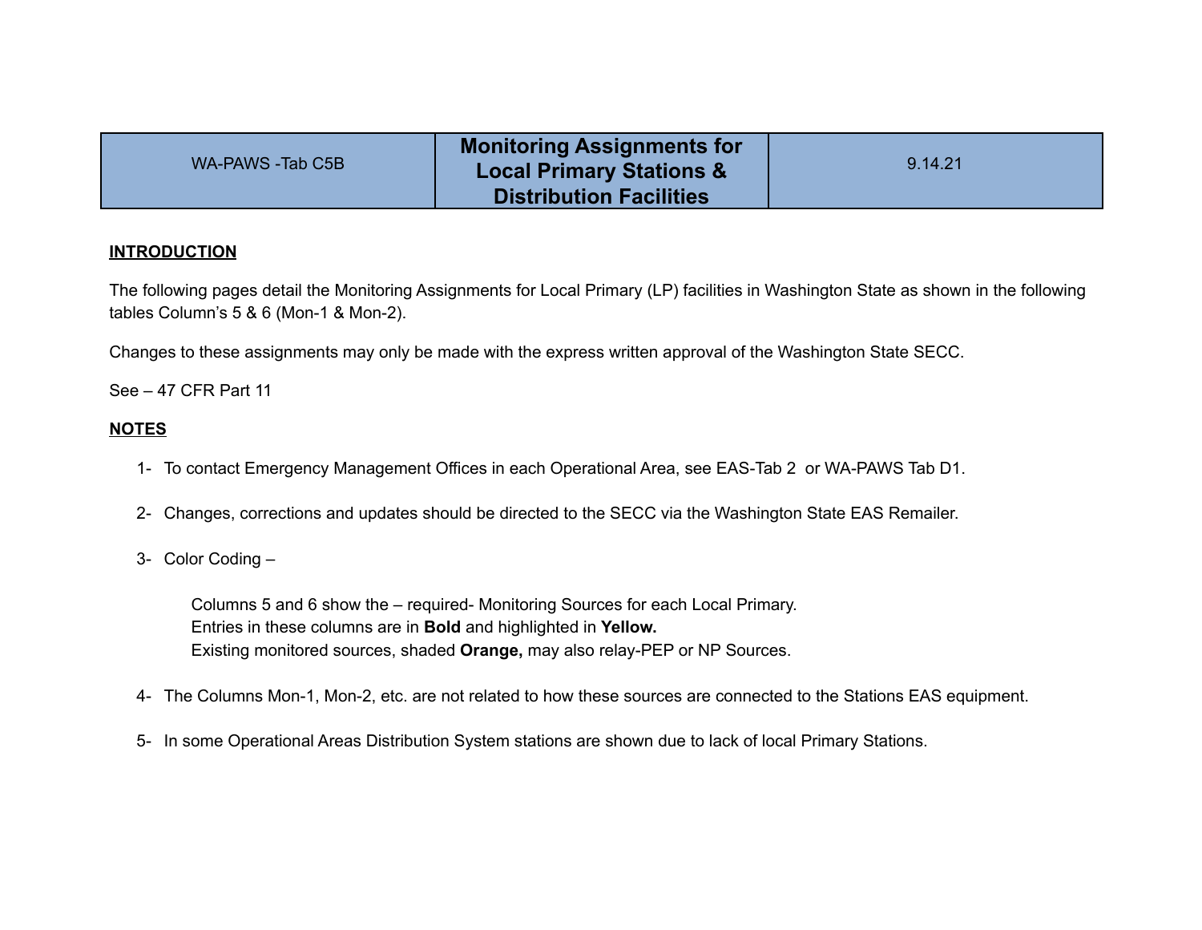| WA-PAWS -Tab C5B | **Monitoring Assignments for Local Primary Stations & Distribution Facilities** | 9.14.21 |
|---|---|---|

**INTRODUCTION**

The following pages detail the Monitoring Assignments for Local Primary (LP) facilities in Washington State as shown in the following tables Column's 5 & 6 (Mon-1 & Mon-2).

Changes to these assignments may only be made with the express written approval of the Washington State SECC.

See – 47 CFR Part 11

**NOTES**

1- To contact Emergency Management Offices in each Operational Area, see EAS-Tab 2 or WA-PAWS Tab D1.

2- Changes, corrections and updates should be directed to the SECC via the Washington State EAS Remailer.

3- Color Coding –

Columns 5 and 6 show the – required- Monitoring Sources for each Local Primary.
Entries in these columns are in **Bold** and highlighted in **Yellow.**
Existing monitored sources, shaded **Orange,** may also relay-PEP or NP Sources.

4- The Columns Mon-1, Mon-2, etc. are not related to how these sources are connected to the Stations EAS equipment.

5- In some Operational Areas Distribution System stations are shown due to lack of local Primary Stations.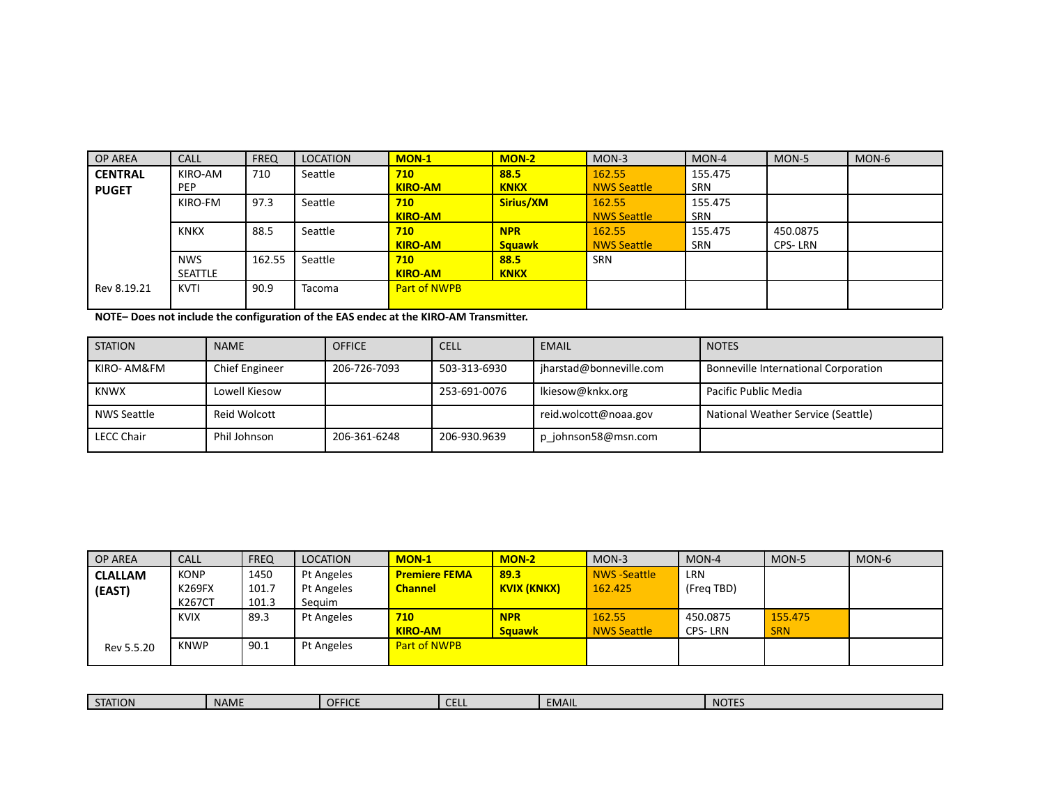| OP AREA | CALL | FREQ | LOCATION | MON-1 | MON-2 | MON-3 | MON-4 | MON-5 | MON-6 |
|---|---|---|---|---|---|---|---|---|---|
| **CENTRAL PUGET** | KIRO-AM PEP | 710 | Seattle | **710 KIRO-AM** | **88.5 KNKX** | 162.55 NWS Seattle | 155.475 SRN | | |
| | KIRO-FM | 97.3 | Seattle | **710 KIRO-AM** | **Sirius/XM** | 162.55 NWS Seattle | 155.475 SRN | | |
| | KNKX | 88.5 | Seattle | **710 KIRO-AM** | **NPR Squawk** | 162.55 NWS Seattle | 155.475 SRN | 450.0875 CPS- LRN | |
| | NWS SEATTLE | 162.55 | Seattle | **710 KIRO-AM** | **88.5 KNKX** | SRN | | | |
| Rev 8.19.21 | KVTI | 90.9 | Tacoma | Part of NWPB | | | | | |

**NOTE– Does not include the configuration of the EAS endec at the KIRO-AM Transmitter.**

| STATION | NAME | OFFICE | CELL | EMAIL | NOTES |
|---|---|---|---|---|---|
| KIRO- AM&FM | Chief Engineer | 206-726-7093 | 503-313-6930 | jharstad@bonneville.com | Bonneville International Corporation |
| KNWX | Lowell Kiesow | | 253-691-0076 | lkiesow@knkx.org | Pacific Public Media |
| NWS Seattle | Reid Wolcott | | | reid.wolcott@noaa.gov | National Weather Service (Seattle) |
| LECC Chair | Phil Johnson | 206-361-6248 | 206.930.9639 | p_johnson58@msn.com | |

| OP AREA | CALL | FREQ | LOCATION | MON-1 | MON-2 | MON-3 | MON-4 | MON-5 | MON-6 |
|---|---|---|---|---|---|---|---|---|---|
| **CLALLAM (EAST)** | KONP K269FX K267CT | 1450 101.7 101.3 | Pt Angeles Pt Angeles Sequim | **Premiere FEMA Channel** | **89.3 KVIX (KNKX)** | NWS -Seattle 162.425 | LRN (Freq TBD) | | |
| | KVIX | 89.3 | Pt Angeles | **710 KIRO-AM** | **NPR Squawk** | 162.55 NWS Seattle | 450.0875 CPS- LRN | 155.475 SRN | |
| Rev 5.5.20 | KNWP | 90.1 | Pt Angeles | Part of NWPB | | | | | |

| STATION | NAME | OFFICE | CELL | EMAIL | NOTES |
|---|---|---|---|---|---|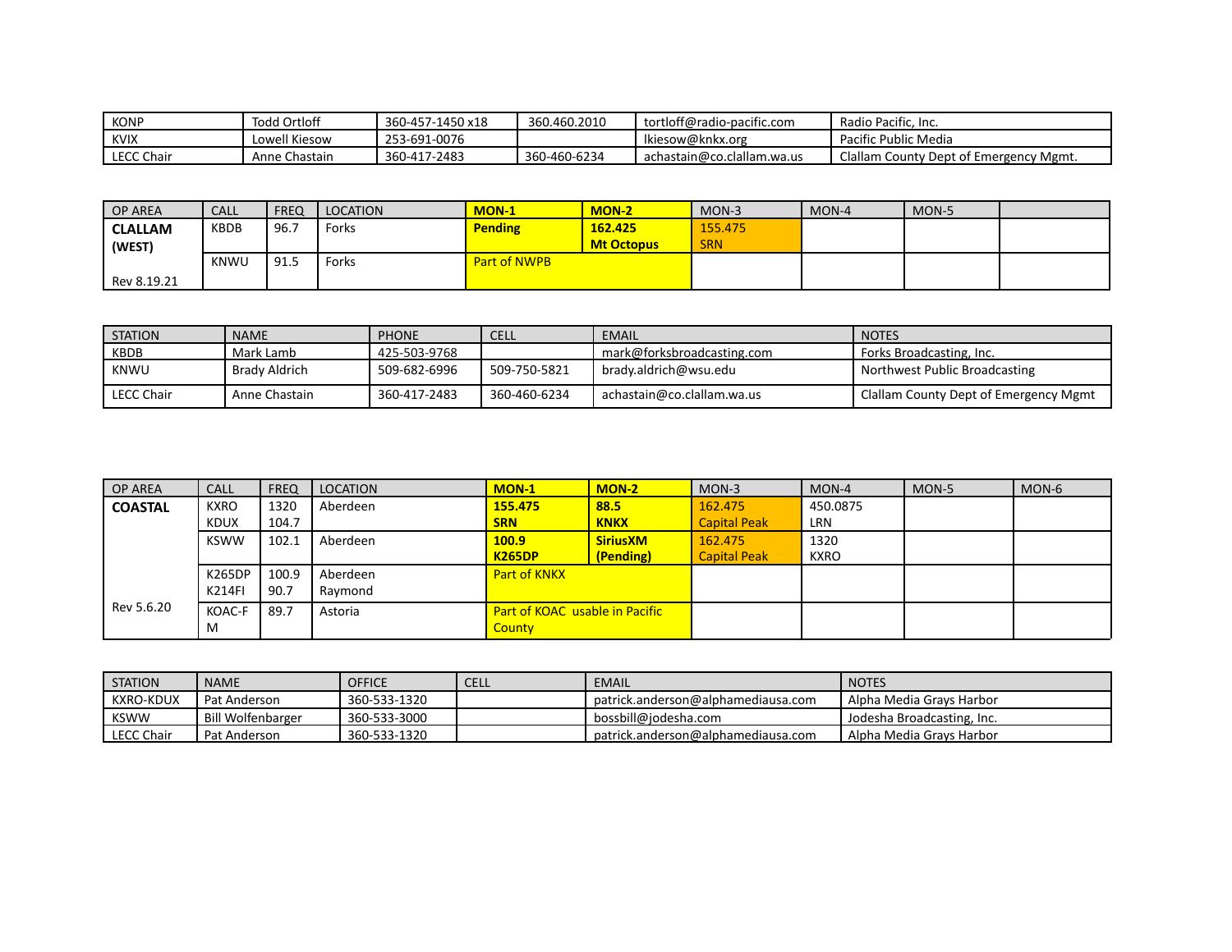| KONP | Todd Ortloff | 360-457-1450 x18 | 360.460.2010 | tortloff@radio-pacific.com | Radio Pacific, Inc. |
|---|---|---|---|---|---|
| KVIX | Lowell Kiesow | 253-691-0076 | | lkiesow@knkx.org | Pacific Public Media |
| LECC Chair | Anne Chastain | 360-417-2483 | 360-460-6234 | achastain@co.clallam.wa.us | Clallam County Dept of Emergency Mgmt. |

| OP AREA | CALL | FREQ | LOCATION | MON-1 | MON-2 | MON-3 | MON-4 | MON-5 | |
|---|---|---|---|---|---|---|---|---|---|
| **CLALLAM (WEST)** | KBDB | 96.7 | Forks | **Pending** | **162.425 Mt Octopus** | 155.475 SRN | | | |
| Rev 8.19.21 | KNWU | 91.5 | Forks | Part of NWPB | | | | | |

| STATION | NAME | PHONE | CELL | EMAIL | NOTES |
|---|---|---|---|---|---|
| KBDB | Mark Lamb | 425-503-9768 | | mark@forksbroadcasting.com | Forks Broadcasting, Inc. |
| KNWU | Brady Aldrich | 509-682-6996 | 509-750-5821 | brady.aldrich@wsu.edu | Northwest Public Broadcasting |
| LECC Chair | Anne Chastain | 360-417-2483 | 360-460-6234 | achastain@co.clallam.wa.us | Clallam County Dept of Emergency Mgmt |

| OP AREA | CALL | FREQ | LOCATION | MON-1 | MON-2 | MON-3 | MON-4 | MON-5 | MON-6 |
|---|---|---|---|---|---|---|---|---|---|
| **COASTAL** | KXRO KDUX | 1320 104.7 | Aberdeen | **155.475 SRN** | **88.5 KNKX** | 162.475 Capital Peak | 450.0875 LRN | | |
| | KSWW | 102.1 | Aberdeen | **100.9 K265DP** | **SiriusXM (Pending)** | 162.475 Capital Peak | 1320 KXRO | | |
| | K265DP K214FI | 100.9 90.7 | Aberdeen Raymond | Part of KNKX | | | | | |
| Rev 5.6.20 | KOAC-FM | 89.7 | Astoria | Part of KOAC usable in Pacific County | | | | | |

| STATION | NAME | OFFICE | CELL | EMAIL | NOTES |
|---|---|---|---|---|---|
| KXRO-KDUX | Pat Anderson | 360-533-1320 | | patrick.anderson@alphamediausa.com | Alpha Media Grays Harbor |
| KSWW | Bill Wolfenbarger | 360-533-3000 | | bossbill@jodesha.com | Jodesha Broadcasting, Inc. |
| LECC Chair | Pat Anderson | 360-533-1320 | | patrick.anderson@alphamediausa.com | Alpha Media Grays Harbor |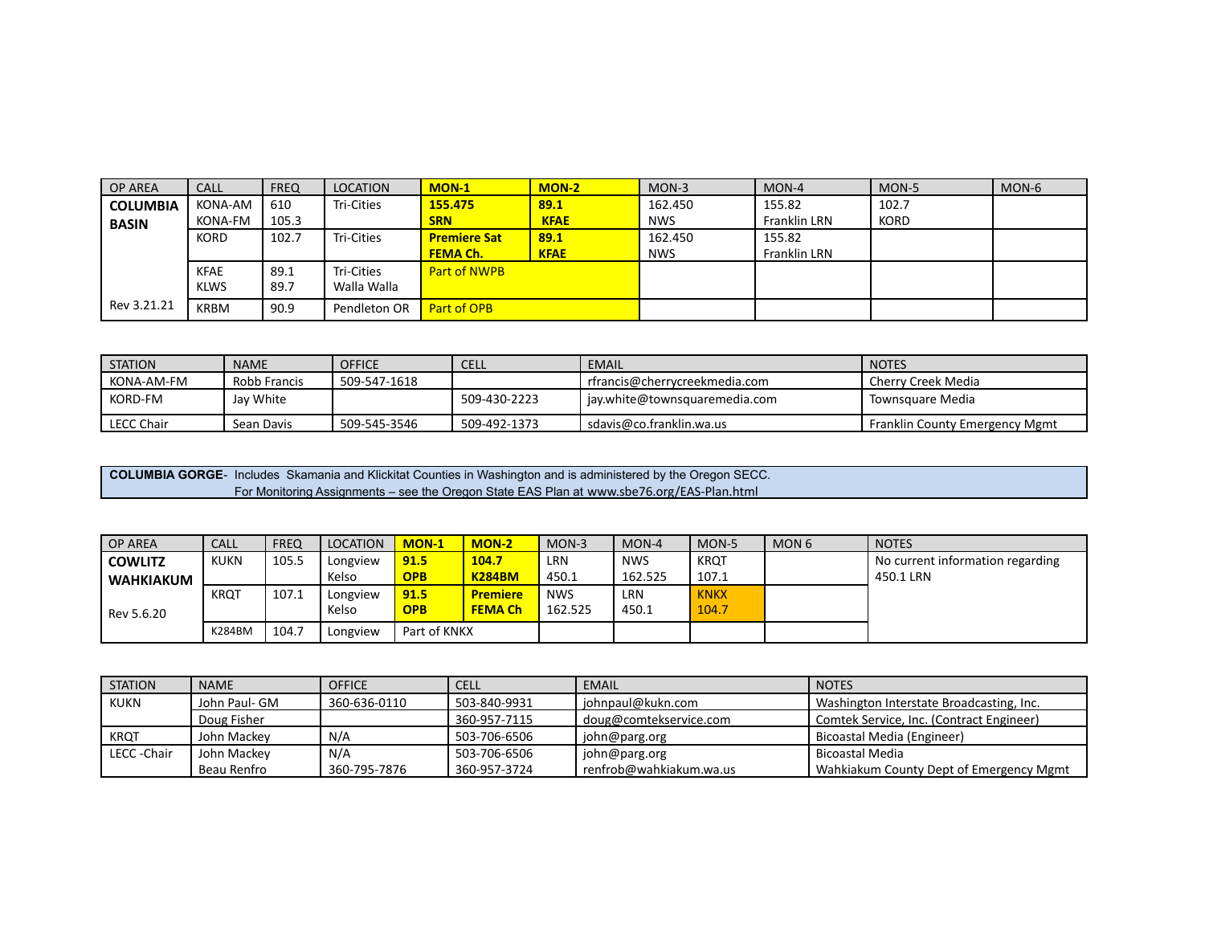| OP AREA | CALL | FREQ | LOCATION | **MON-1** | **MON-2** | MON-3 | MON-4 | MON-5 | MON-6 |
|---|---|---|---|---|---|---|---|---|---|
| **COLUMBIA BASIN** | KONA-AM KONA-FM | 610 105.3 | Tri-Cities | **155.475 SRN** | **89.1 KFAE** | 162.450 NWS | 155.82 Franklin LRN | 102.7 KORD | |
| | KORD | 102.7 | Tri-Cities | **Premiere Sat FEMA Ch.** | **89.1 KFAE** | 162.450 NWS | 155.82 Franklin LRN | | |
| | KFAE KLWS | 89.1 89.7 | Tri-Cities Walla Walla | Part of NWPB | | | | | |
| Rev 3.21.21 | KRBM | 90.9 | Pendleton OR | Part of OPB | | | | | |

| STATION | NAME | OFFICE | CELL | EMAIL | NOTES |
|---|---|---|---|---|---|
| KONA-AM-FM | Robb Francis | 509-547-1618 | | rfrancis@cherrycreekmedia.com | Cherry Creek Media |
| KORD-FM | Jay White | | 509-430-2223 | jay.white@townsquaremedia.com | Townsquare Media |
| LECC Chair | Sean Davis | 509-545-3546 | 509-492-1373 | sdavis@co.franklin.wa.us | Franklin County Emergency Mgmt |

**COLUMBIA GORGE**- Includes Skamania and Klickitat Counties in Washington and is administered by the Oregon SECC.
For Monitoring Assignments – see the Oregon State EAS Plan at www.sbe76.org/EAS-Plan.html

| OP AREA | CALL | FREQ | LOCATION | **MON-1** | **MON-2** | MON-3 | MON-4 | MON-5 | MON 6 | NOTES |
|---|---|---|---|---|---|---|---|---|---|---|
| **COWLITZ WAHKIAKUM** | KUKN | 105.5 | Longview Kelso | **91.5 OPB** | **104.7 K284BM** | LRN 450.1 | NWS 162.525 | KRQT 107.1 | | No current information regarding 450.1 LRN |
| Rev 5.6.20 | KRQT | 107.1 | Longview Kelso | **91.5 OPB** | **Premiere FEMA Ch** | NWS 162.525 | LRN 450.1 | KNKX 104.7 | | |
| | K284BM | 104.7 | Longview | Part of KNKX | | | | | | |

| STATION | NAME | OFFICE | CELL | EMAIL | NOTES |
|---|---|---|---|---|---|
| KUKN | John Paul- GM | 360-636-0110 | 503-840-9931 | johnpaul@kukn.com | Washington Interstate Broadcasting, Inc. |
| | Doug Fisher | | 360-957-7115 | doug@comtekservice.com | Comtek Service, Inc. (Contract Engineer) |
| KRQT | John Mackey | N/A | 503-706-6506 | john@parg.org | Bicoastal Media (Engineer) |
| LECC -Chair | John Mackey<br>Beau Renfro | N/A<br>360-795-7876 | 503-706-6506<br>360-957-3724 | john@parg.org<br>renfrob@wahkiakum.wa.us | Bicoastal Media<br>Wahkiakum County Dept of Emergency Mgmt |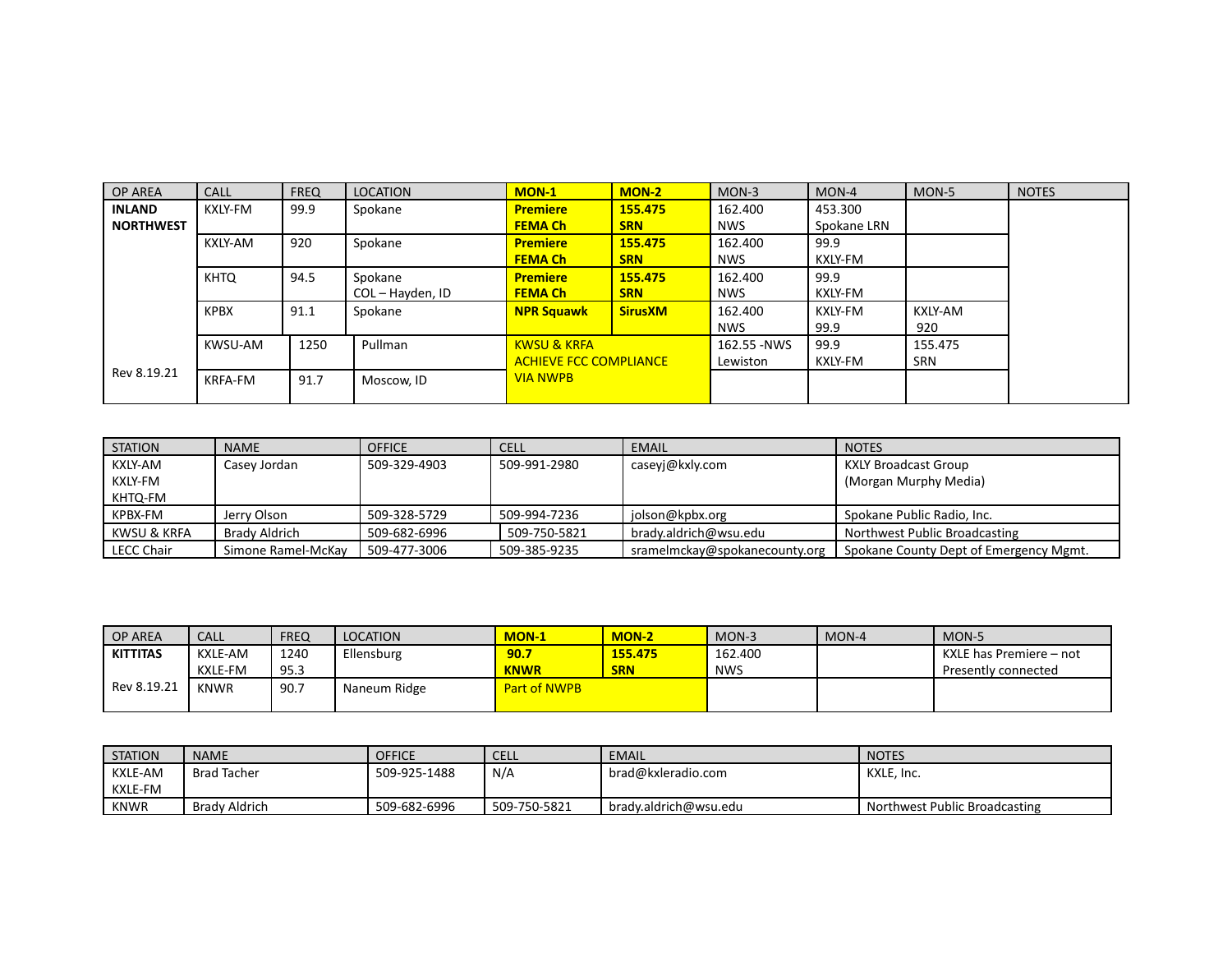| OP AREA | CALL | FREQ | LOCATION | **MON-1** | **MON-2** | MON-3 | MON-4 | MON-5 | NOTES |
|---|---|---|---|---|---|---|---|---|---|
| **INLAND NORTHWEST** | KXLY-FM | 99.9 | Spokane | **Premiere FEMA Ch** | **155.475 SRN** | 162.400 NWS | 453.300 Spokane LRN | | |
| | KXLY-AM | 920 | Spokane | **Premiere FEMA Ch** | **155.475 SRN** | 162.400 NWS | 99.9 KXLY-FM | | |
| | KHTQ | 94.5 | Spokane COL – Hayden, ID | **Premiere FEMA Ch** | **155.475 SRN** | 162.400 NWS | 99.9 KXLY-FM | | |
| | KPBX | 91.1 | Spokane | **NPR Squawk** | **SirusXM** | 162.400 NWS | KXLY-FM 99.9 | KXLY-AM 920 | |
| | KWSU-AM | 1250 | Pullman | KWSU & KRFA ACHIEVE FCC COMPLIANCE VIA NWPB | | 162.55 -NWS Lewiston | 99.9 KXLY-FM | 155.475 SRN | |
| Rev 8.19.21 | KRFA-FM | 91.7 | Moscow, ID | | | | | | |

| STATION | NAME | OFFICE | CELL | EMAIL | NOTES |
|---|---|---|---|---|---|
| KXLY-AM KXLY-FM KHTQ-FM | Casey Jordan | 509-329-4903 | 509-991-2980 | caseyj@kxly.com | KXLY Broadcast Group (Morgan Murphy Media) |
| KPBX-FM | Jerry Olson | 509-328-5729 | 509-994-7236 | jolson@kpbx.org | Spokane Public Radio, Inc. |
| KWSU & KRFA | Brady Aldrich | 509-682-6996 | 509-750-5821 | brady.aldrich@wsu.edu | Northwest Public Broadcasting |
| LECC Chair | Simone Ramel-McKay | 509-477-3006 | 509-385-9235 | sramelmckay@spokanecounty.org | Spokane County Dept of Emergency Mgmt. |

| OP AREA | CALL | FREQ | LOCATION | **MON-1** | **MON-2** | MON-3 | MON-4 | MON-5 |
|---|---|---|---|---|---|---|---|---|
| **KITTITAS** | KXLE-AM KXLE-FM | 1240 95.3 | Ellensburg | **90.7 KNWR** | **155.475 SRN** | 162.400 NWS | | KXLE has Premiere – not Presently connected |
| Rev 8.19.21 | KNWR | 90.7 | Naneum Ridge | Part of NWPB | | | | |

| STATION | NAME | OFFICE | CELL | EMAIL | NOTES |
|---|---|---|---|---|---|
| KXLE-AM KXLE-FM | Brad Tacher | 509-925-1488 | N/A | brad@kxleradio.com | KXLE, Inc. |
| KNWR | Brady Aldrich | 509-682-6996 | 509-750-5821 | brady.aldrich@wsu.edu | Northwest Public Broadcasting |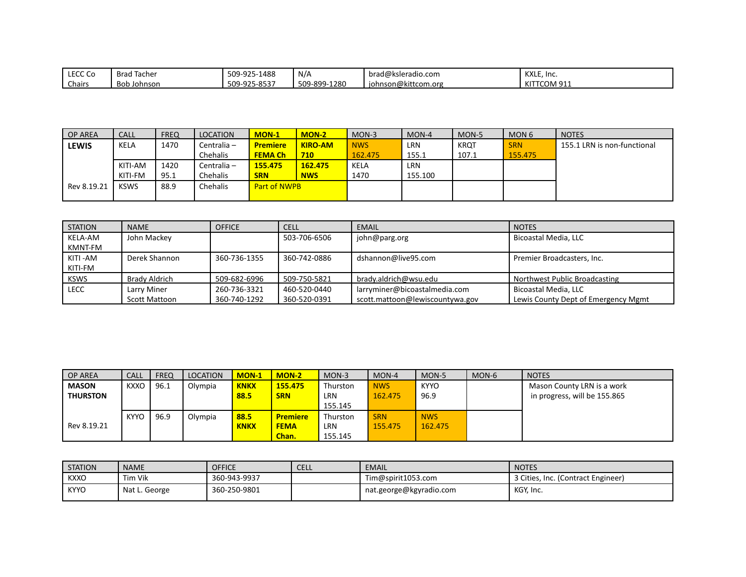| LECC Co Chairs | Brad Tacher<br>Bob Johnson | 509-925-1488<br>509-925-8537 | N/A<br>509-899-1280 | brad@ksleradio.com<br>johnson@kittcom.org | KXLE, Inc.<br>KITTCOM 911 |
|---|---|---|---|---|---|

| OP AREA | CALL | FREQ | LOCATION | **MON-1** | **MON-2** | MON-3 | MON-4 | MON-5 | MON 6 | NOTES |
|---|---|---|---|---|---|---|---|---|---|---|
| **LEWIS** | KELA | 1470 | Centralia – Chehalis | **Premiere FEMA Ch** | **KIRO-AM 710** | NWS 162.475 | LRN 155.1 | KRQT 107.1 | SRN 155.475 | 155.1 LRN is non-functional |
| | KITI-AM<br>KITI-FM | 1420<br>95.1 | Centralia – Chehalis | **155.475 SRN** | **162.475 NWS** | KELA 1470 | LRN 155.100 | | | |
| Rev 8.19.21 | KSWS | 88.9 | Chehalis | Part of NWPB | | | | | | |

| STATION | NAME | OFFICE | CELL | EMAIL | NOTES |
|---|---|---|---|---|---|
| KELA-AM<br>KMNT-FM | John Mackey | | 503-706-6506 | john@parg.org | Bicoastal Media, LLC |
| KITI -AM<br>KITI-FM | Derek Shannon | 360-736-1355 | 360-742-0886 | dshannon@live95.com | Premier Broadcasters, Inc. |
| KSWS | Brady Aldrich | 509-682-6996 | 509-750-5821 | brady.aldrich@wsu.edu | Northwest Public Broadcasting |
| LECC | Larry Miner<br>Scott Mattoon | 260-736-3321<br>360-740-1292 | 460-520-0440<br>360-520-0391 | larryminer@bicoastalmedia.com<br>scott.mattoon@lewiscountywa.gov | Bicoastal Media, LLC<br>Lewis County Dept of Emergency Mgmt |

| OP AREA | CALL | FREQ | LOCATION | **MON-1** | **MON-2** | MON-3 | MON-4 | MON-5 | MON-6 | NOTES |
|---|---|---|---|---|---|---|---|---|---|---|
| **MASON THURSTON** | KXXO | 96.1 | Olympia | **KNKX 88.5** | **155.475 SRN** | Thurston LRN 155.145 | NWS 162.475 | KYYO 96.9 | | Mason County LRN is a work in progress, will be 155.865 |
| Rev 8.19.21 | KYYO | 96.9 | Olympia | **88.5 KNKX** | **Premiere FEMA Chan.** | Thurston LRN 155.145 | SRN 155.475 | NWS 162.475 | | |

| STATION | NAME | OFFICE | CELL | EMAIL | NOTES |
|---|---|---|---|---|---|
| KXXO | Tim Vik | 360-943-9937 | | Tim@spirit1053.com | 3 Cities, Inc. (Contract Engineer) |
| KYYO | Nat L. George | 360-250-9801 | | nat.george@kgyradio.com | KGY, Inc. |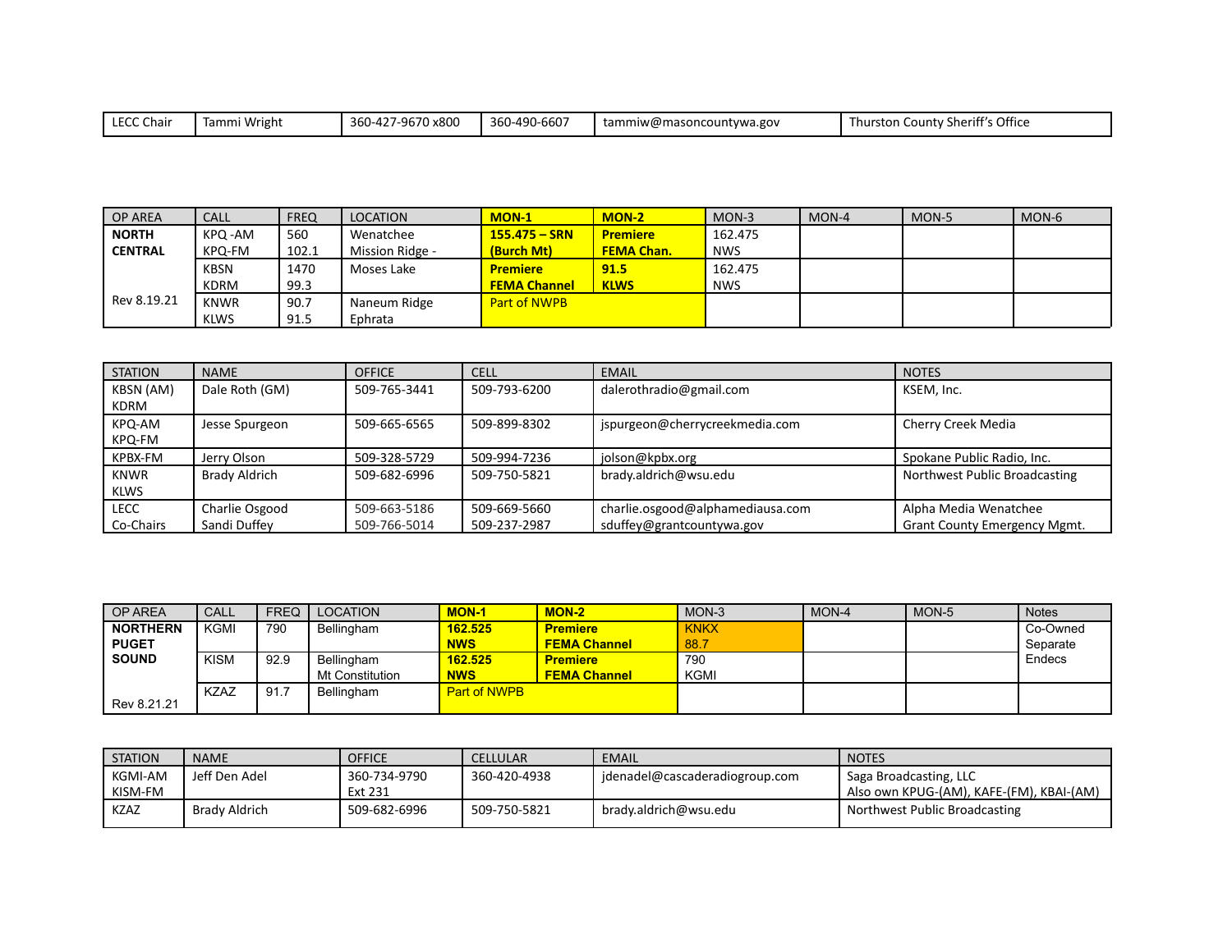| LECC Chair | Tammi Wright | 360-427-9670 x800 | 360-490-6607 | tammiw@masoncountywa.gov | Thurston County Sheriff's Office |
|---|---|---|---|---|---|

| OP AREA | CALL | FREQ | LOCATION | MON-1 | MON-2 | MON-3 | MON-4 | MON-5 | MON-6 |
|---|---|---|---|---|---|---|---|---|---|
| **NORTH CENTRAL** | KPQ -AM<br>KPQ-FM | 560<br>102.1 | Wenatchee<br>Mission Ridge - | **155.475 – SRN (Burch Mt)** | **Premiere FEMA Chan.** | 162.475<br>NWS | | | |
| | KBSN<br>KDRM | 1470<br>99.3 | Moses Lake | **Premiere FEMA Channel** | **91.5 KLWS** | 162.475<br>NWS | | | |
| Rev 8.19.21 | KNWR<br>KLWS | 90.7<br>91.5 | Naneum Ridge<br>Ephrata | Part of NWPB | | | | | |

| STATION | NAME | OFFICE | CELL | EMAIL | NOTES |
|---|---|---|---|---|---|
| KBSN (AM)<br>KDRM | Dale Roth (GM) | 509-765-3441 | 509-793-6200 | dalerothradio@gmail.com | KSEM, Inc. |
| KPQ-AM<br>KPQ-FM | Jesse Spurgeon | 509-665-6565 | 509-899-8302 | jspurgeon@cherrycreekmedia.com | Cherry Creek Media |
| KPBX-FM | Jerry Olson | 509-328-5729 | 509-994-7236 | jolson@kpbx.org | Spokane Public Radio, Inc. |
| KNWR<br>KLWS | Brady Aldrich | 509-682-6996 | 509-750-5821 | brady.aldrich@wsu.edu | Northwest Public Broadcasting |
| LECC<br>Co-Chairs | Charlie Osgood<br>Sandi Duffey | 509-663-5186<br>509-766-5014 | 509-669-5660<br>509-237-2987 | charlie.osgood@alphamediausa.com<br>sduffey@grantcountywa.gov | Alpha Media Wenatchee<br>Grant County Emergency Mgmt. |

| OP AREA | CALL | FREQ | LOCATION | MON-1 | MON-2 | MON-3 | MON-4 | MON-5 | Notes |
|---|---|---|---|---|---|---|---|---|---|
| **NORTHERN PUGET SOUND** | KGMI | 790 | Bellingham | **162.525 NWS** | **Premiere FEMA Channel** | KNKX<br>88.7 | | | Co-Owned<br>Separate<br>Endecs |
| | KISM | 92.9 | Bellingham<br>Mt Constitution | **162.525 NWS** | **Premiere FEMA Channel** | 790<br>KGMI | | | |
| Rev 8.21.21 | KZAZ | 91.7 | Bellingham | Part of NWPB | | | | | |

| STATION | NAME | OFFICE | CELLULAR | EMAIL | NOTES |
|---|---|---|---|---|---|
| KGMI-AM<br>KISM-FM | Jeff Den Adel | 360-734-9790<br>Ext 231 | 360-420-4938 | jdenadel@cascaderadiogroup.com | Saga Broadcasting, LLC<br>Also own KPUG-(AM), KAFE-(FM), KBAI-(AM) |
| KZAZ | Brady Aldrich | 509-682-6996 | 509-750-5821 | brady.aldrich@wsu.edu | Northwest Public Broadcasting |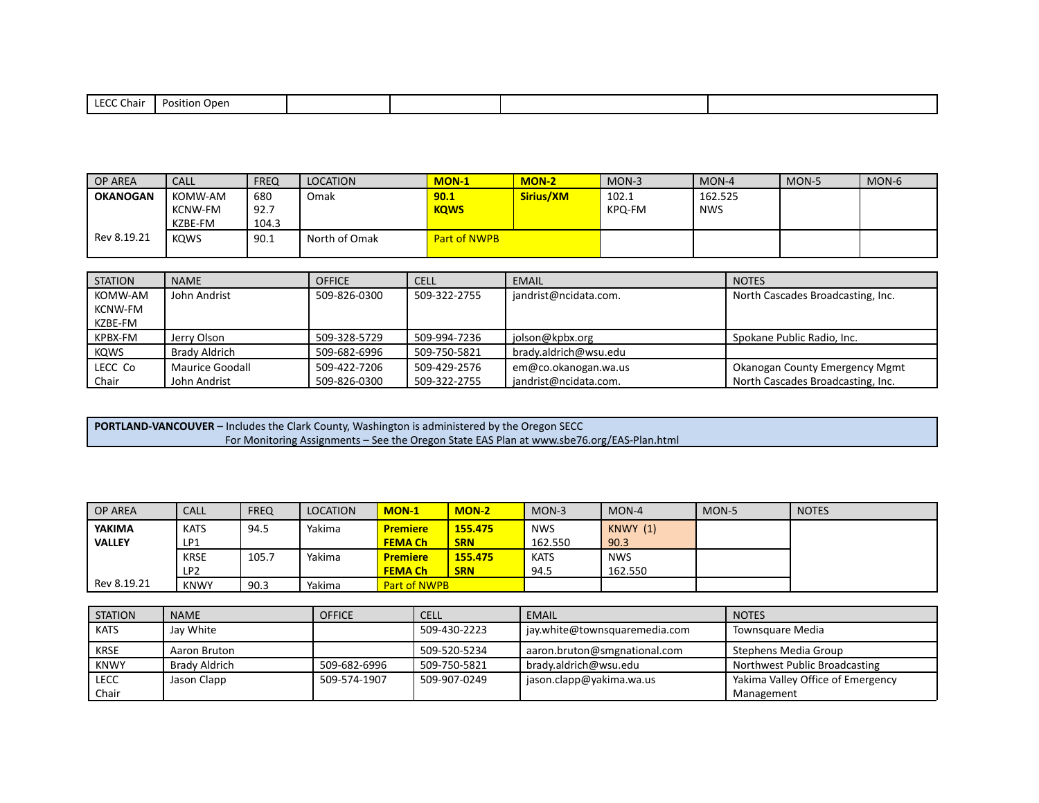| LECC Chair | Position Open | | | | |
|---|---|---|---|---|---|

| OP AREA | CALL | FREQ | LOCATION | **MON-1** | **MON-2** | MON-3 | MON-4 | MON-5 | MON-6 |
|---|---|---|---|---|---|---|---|---|---|
| **OKANOGAN** | KOMW-AM<br>KCNW-FM<br>KZBE-FM | 680<br>92.7<br>104.3 | Omak | **90.1**<br>**KQWS** | **Sirius/XM** | 102.1<br>KPQ-FM | 162.525<br>NWS | | |
| Rev 8.19.21 | KQWS | 90.1 | North of Omak | Part of NWPB | | | | | |

| STATION | NAME | OFFICE | CELL | EMAIL | NOTES |
|---|---|---|---|---|---|
| KOMW-AM<br>KCNW-FM<br>KZBE-FM | John Andrist | 509-826-0300 | 509-322-2755 | jandrist@ncidata.com. | North Cascades Broadcasting, Inc. |
| KPBX-FM | Jerry Olson | 509-328-5729 | 509-994-7236 | jolson@kpbx.org | Spokane Public Radio, Inc. |
| KQWS | Brady Aldrich | 509-682-6996 | 509-750-5821 | brady.aldrich@wsu.edu | |
| LECC Co Chair | Maurice Goodall<br>John Andrist | 509-422-7206<br>509-826-0300 | 509-429-2576<br>509-322-2755 | em@co.okanogan.wa.us<br>jandrist@ncidata.com. | Okanogan County Emergency Mgmt<br>North Cascades Broadcasting, Inc. |

**PORTLAND-VANCOUVER –** Includes the Clark County, Washington is administered by the Oregon SECC
For Monitoring Assignments – See the Oregon State EAS Plan at www.sbe76.org/EAS-Plan.html

| OP AREA | CALL | FREQ | LOCATION | **MON-1** | **MON-2** | MON-3 | MON-4 | MON-5 | NOTES |
|---|---|---|---|---|---|---|---|---|---|
| **YAKIMA VALLEY** | KATS<br>LP1 | 94.5 | Yakima | **Premiere FEMA Ch** | **155.475 SRN** | NWS<br>162.550 | KNWY (1)<br>90.3 | | |
| | KRSE<br>LP2 | 105.7 | Yakima | **Premiere FEMA Ch** | **155.475 SRN** | KATS<br>94.5 | NWS<br>162.550 | | |
| Rev 8.19.21 | KNWY | 90.3 | Yakima | Part of NWPB | | | | | |

| STATION | NAME | OFFICE | CELL | EMAIL | NOTES |
|---|---|---|---|---|---|
| KATS | Jay White | | 509-430-2223 | jay.white@townsquaremedia.com | Townsquare Media |
| KRSE | Aaron Bruton | | 509-520-5234 | aaron.bruton@smgnational.com | Stephens Media Group |
| KNWY | Brady Aldrich | 509-682-6996 | 509-750-5821 | brady.aldrich@wsu.edu | Northwest Public Broadcasting |
| LECC Chair | Jason Clapp | 509-574-1907 | 509-907-0249 | jason.clapp@yakima.wa.us | Yakima Valley Office of Emergency Management |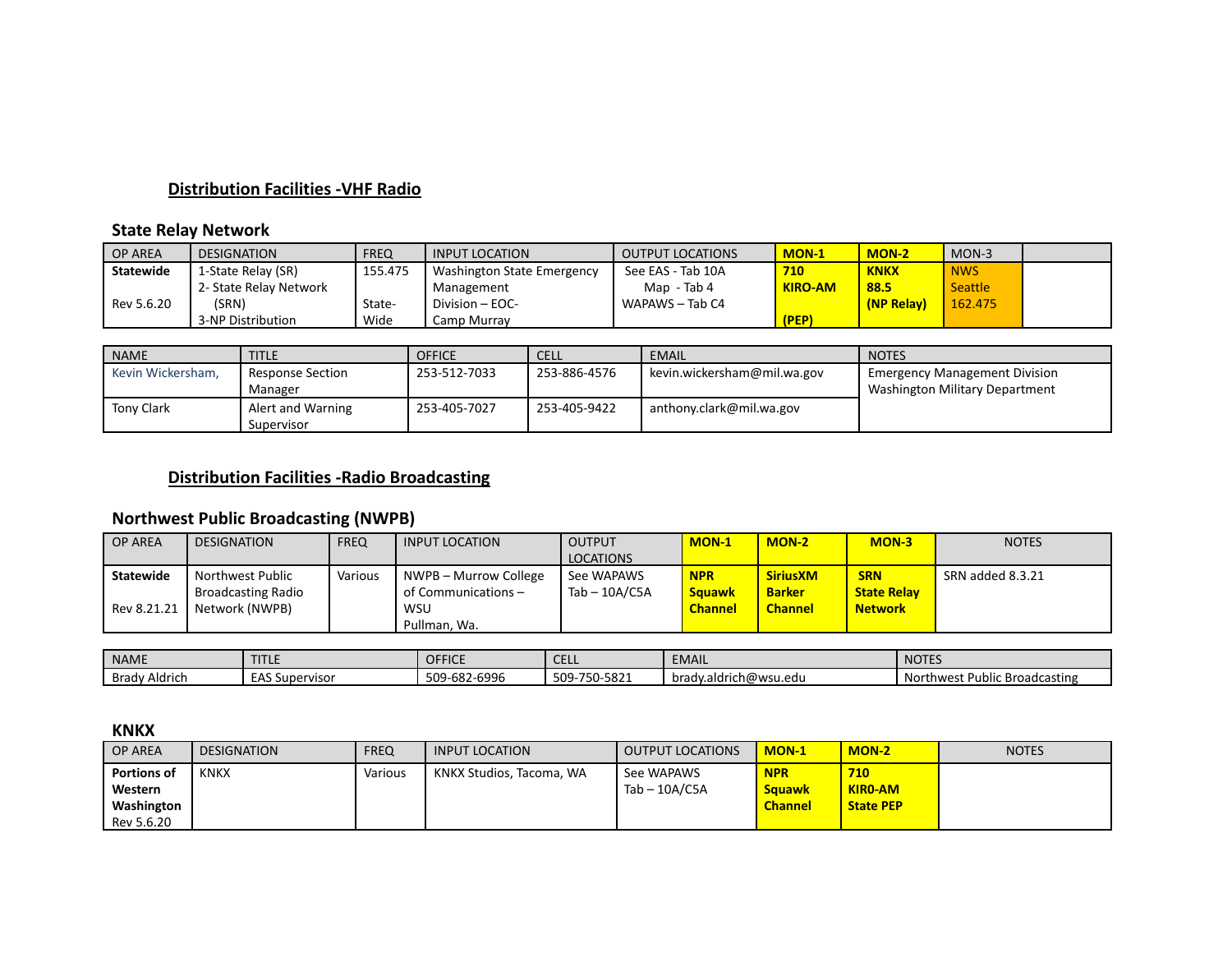## Distribution Facilities -VHF Radio

### State Relay Network

| OP AREA | DESIGNATION | FREQ | INPUT LOCATION | OUTPUT LOCATIONS | MON-1 | MON-2 | MON-3 | |
|---|---|---|---|---|---|---|---|---|
| **Statewide**<br><br>Rev 5.6.20 | 1-State Relay (SR)<br>2- State Relay Network (SRN)<br>3-NP Distribution | 155.475<br><br>State-Wide | Washington State Emergency Management Division – EOC- Camp Murray | See EAS - Tab 10A<br>Map - Tab 4<br>WAPAWS – Tab C4 | **710 KIRO-AM**<br><br>**(PEP)** | **KNKX 88.5 (NP Relay)** | NWS Seattle 162.475 | |

| NAME | TITLE | OFFICE | CELL | EMAIL | NOTES |
|---|---|---|---|---|---|
| Kevin Wickersham, | Response Section Manager | 253-512-7033 | 253-886-4576 | kevin.wickersham@mil.wa.gov | Emergency Management Division Washington Military Department |
| Tony Clark | Alert and Warning Supervisor | 253-405-7027 | 253-405-9422 | anthony.clark@mil.wa.gov | |

## Distribution Facilities -Radio Broadcasting

### Northwest Public Broadcasting (NWPB)

| OP AREA | DESIGNATION | FREQ | INPUT LOCATION | OUTPUT LOCATIONS | MON-1 | MON-2 | MON-3 | NOTES |
|---|---|---|---|---|---|---|---|---|
| **Statewide**<br><br>Rev 8.21.21 | Northwest Public Broadcasting Radio Network (NWPB) | Various | NWPB – Murrow College of Communications – WSU Pullman, Wa. | See WAPAWS Tab – 10A/C5A | **NPR Squawk Channel** | **SiriusXM Barker Channel** | **SRN State Relay Network** | SRN added 8.3.21 |

| NAME | TITLE | OFFICE | CELL | EMAIL | NOTES |
|---|---|---|---|---|---|
| Brady Aldrich | EAS Supervisor | 509-682-6996 | 509-750-5821 | brady.aldrich@wsu.edu | Northwest Public Broadcasting |

### KNKX

| OP AREA | DESIGNATION | FREQ | INPUT LOCATION | OUTPUT LOCATIONS | MON-1 | MON-2 | NOTES |
|---|---|---|---|---|---|---|---|
| **Portions of Western Washington**<br>Rev 5.6.20 | KNKX | Various | KNKX Studios, Tacoma, WA | See WAPAWS Tab – 10A/C5A | **NPR Squawk Channel** | **710 KIRO-AM State PEP** | |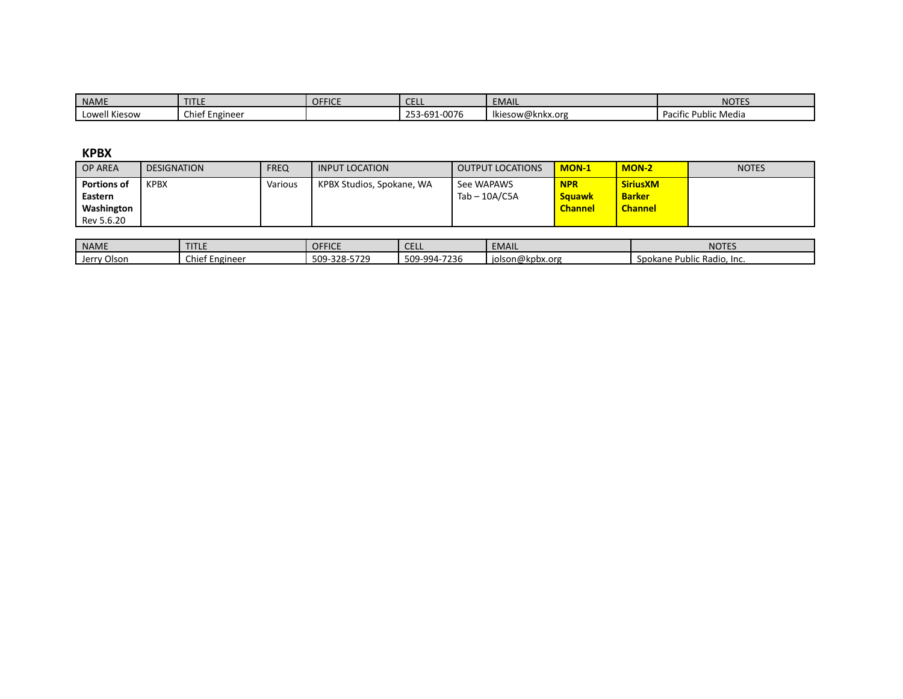| NAME | TITLE | OFFICE | CELL | EMAIL | NOTES |
|---|---|---|---|---|---|
| Lowell Kiesow | Chief Engineer | | 253-691-0076 | lkiesow@knkx.org | Pacific Public Media |

**KPBX**

| OP AREA | DESIGNATION | FREQ | INPUT LOCATION | OUTPUT LOCATIONS | **MON-1** | **MON-2** | NOTES |
|---|---|---|---|---|---|---|---|
| **Portions of Eastern Washington** Rev 5.6.20 | KPBX | Various | KPBX Studios, Spokane, WA | See WAPAWS Tab – 10A/C5A | **NPR Squawk Channel** | **SiriusXM Barker Channel** | |

| NAME | TITLE | OFFICE | CELL | EMAIL | NOTES |
|---|---|---|---|---|---|
| Jerry Olson | Chief Engineer | 509-328-5729 | 509-994-7236 | jolson@kpbx.org | Spokane Public Radio, Inc. |